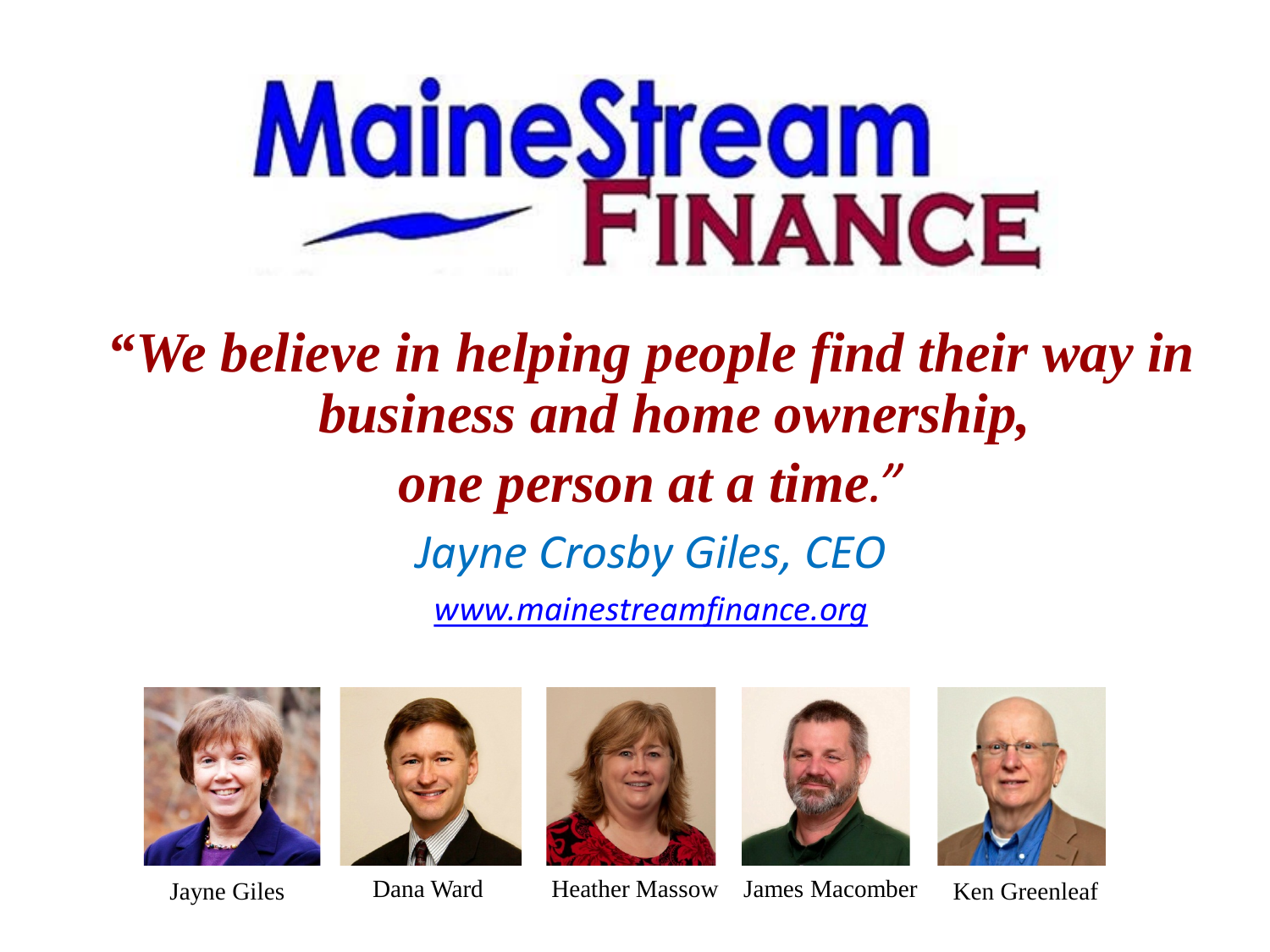# MaineStream FINANCE

***"We believe in helping people find their way in business and home ownership,***

***one person at a time."***

*Jayne Crosby Giles, CEO*

[www.mainestreamfinance.org](http://www.mainestreamfinance.org)

Jayne Giles    Dana Ward    Heather Massow    James Macomber    Ken Greenleaf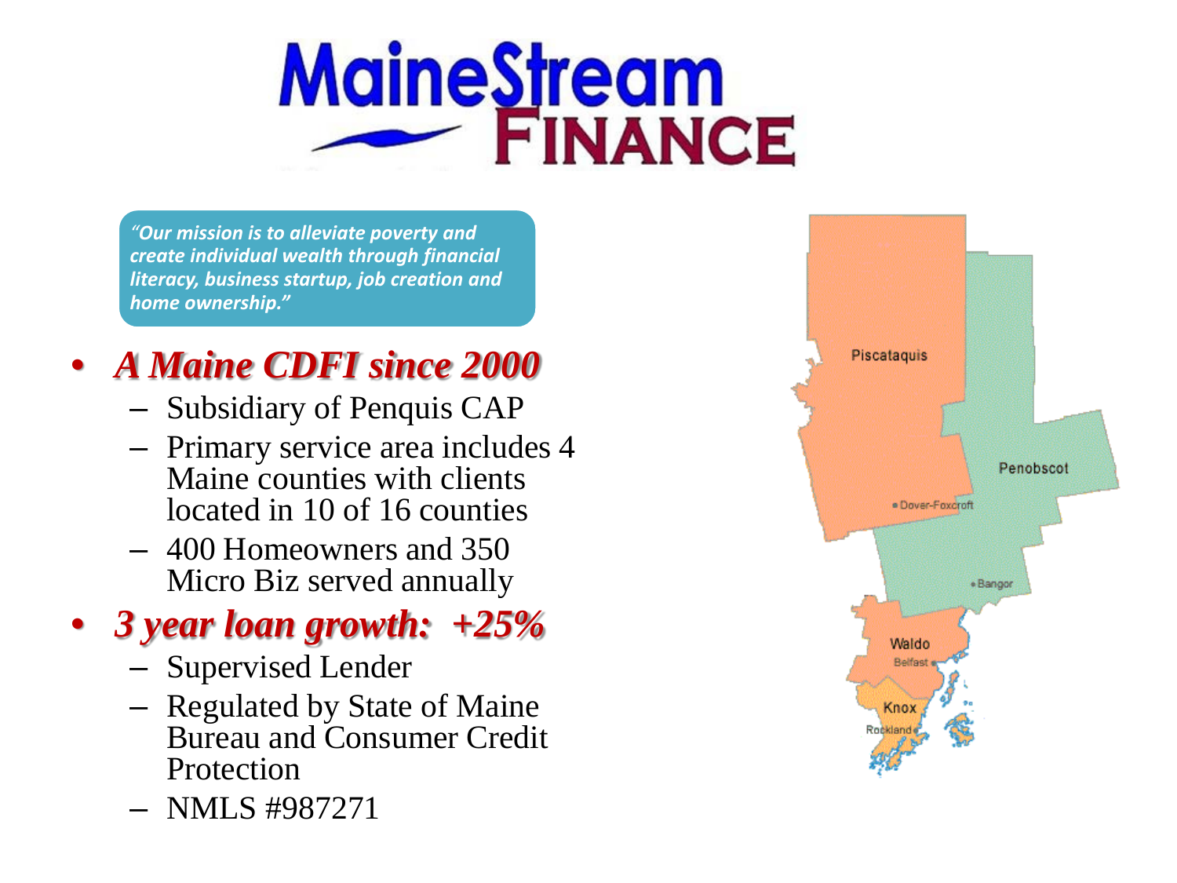# MaineStream FINANCE

*"Our mission is to alleviate poverty and create individual wealth through financial literacy, business startup, job creation and home ownership."*

- ***A Maine CDFI since 2000***
  - Subsidiary of Penquis CAP
  - Primary service area includes 4 Maine counties with clients located in 10 of 16 counties
  - 400 Homeowners and 350 Micro Biz served annually
- ***3 year loan growth: +25%***
  - Supervised Lender
  - Regulated by State of Maine Bureau and Consumer Credit Protection
  - NMLS #987271

Piscataquis
Penobscot
Dover-Foxcroft
Bangor
Waldo
Belfast
Knox
Rockland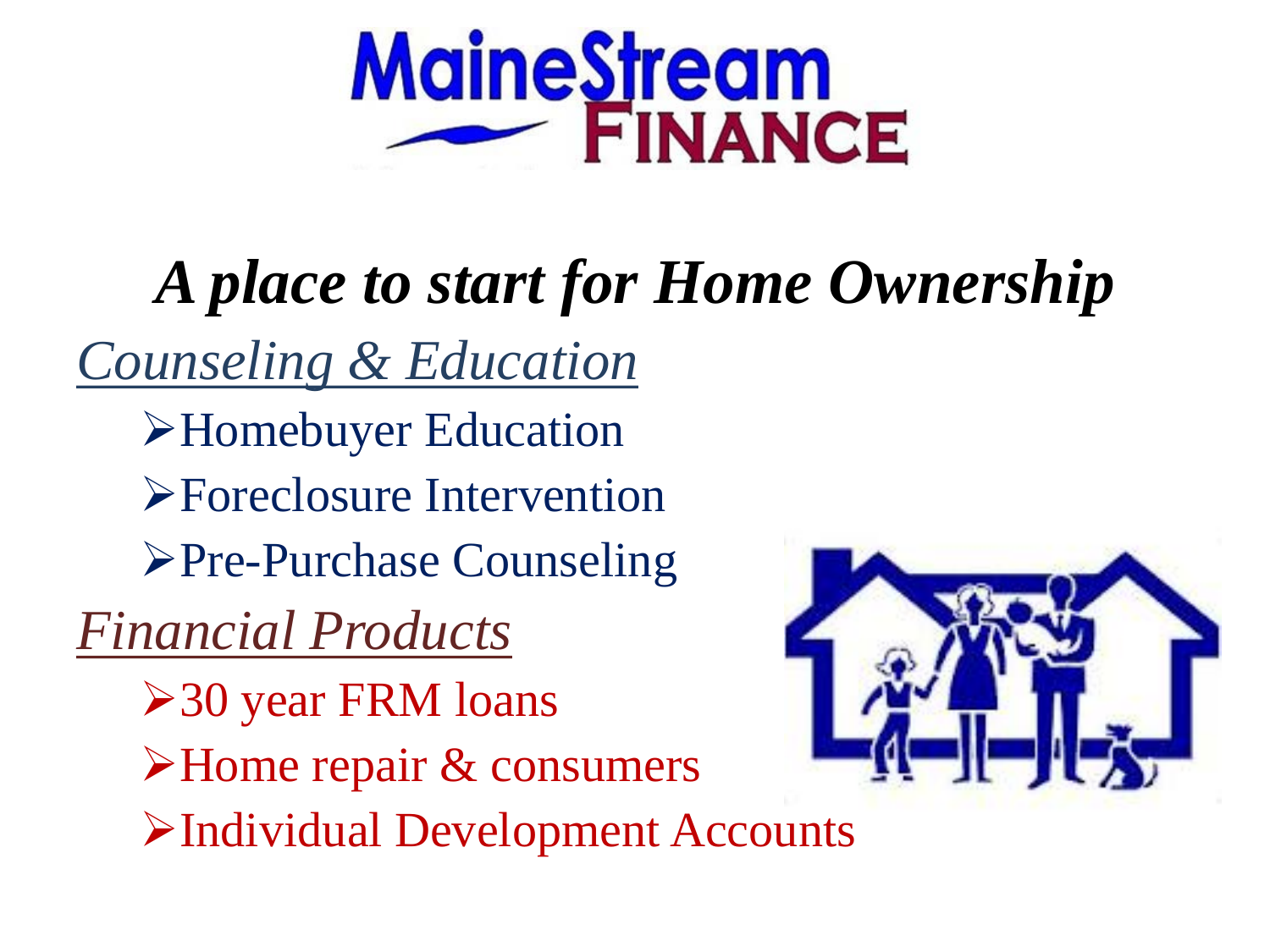# MaineStream FINANCE

## *A place to start for Home Ownership*

*Counseling & Education*

- Homebuyer Education
- Foreclosure Intervention
- Pre-Purchase Counseling

*Financial Products*

- 30 year FRM loans
- Home repair & consumers
- Individual Development Accounts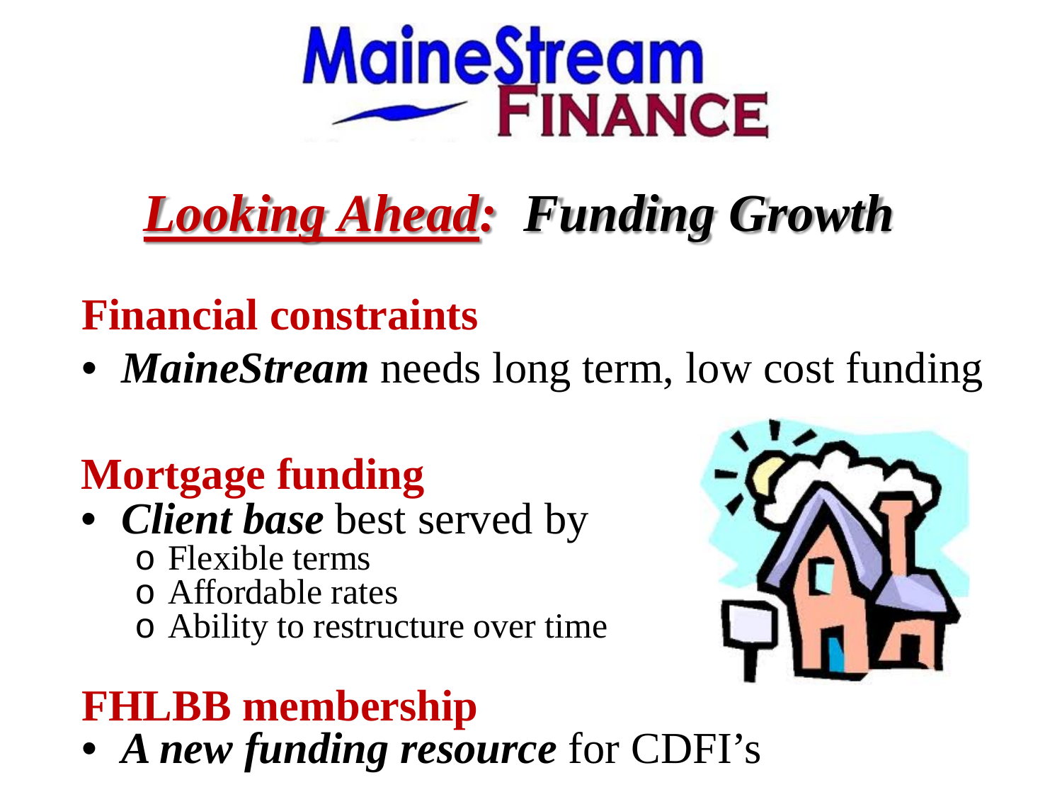# MaineStream FINANCE

## ***Looking Ahead***: ***Funding Growth***

### Financial constraints

- ***MaineStream*** needs long term, low cost funding

### Mortgage funding

- ***Client base*** best served by
  - Flexible terms
  - Affordable rates
  - Ability to restructure over time

### FHLBB membership

- ***A new funding resource*** for CDFI's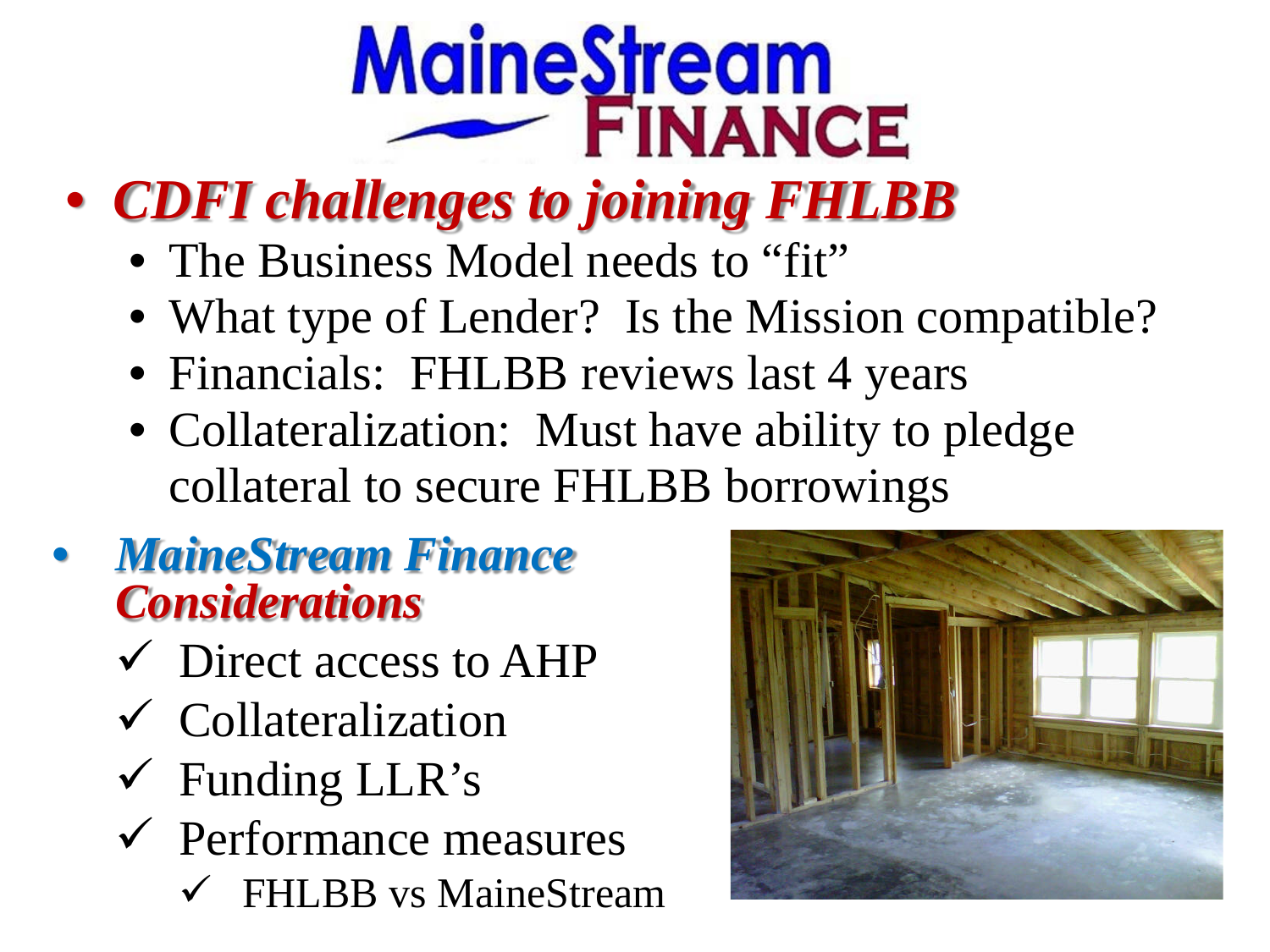# MaineStream FINANCE

- ***CDFI challenges to joining FHLBB***
  - The Business Model needs to "fit"
  - What type of Lender? Is the Mission compatible?
  - Financials: FHLBB reviews last 4 years
  - Collateralization: Must have ability to pledge collateral to secure FHLBB borrowings

- ***MaineStream Finance Considerations***
  - ✓ Direct access to AHP
  - ✓ Collateralization
  - ✓ Funding LLR's
  - ✓ Performance measures
    - ✓ FHLBB vs MaineStream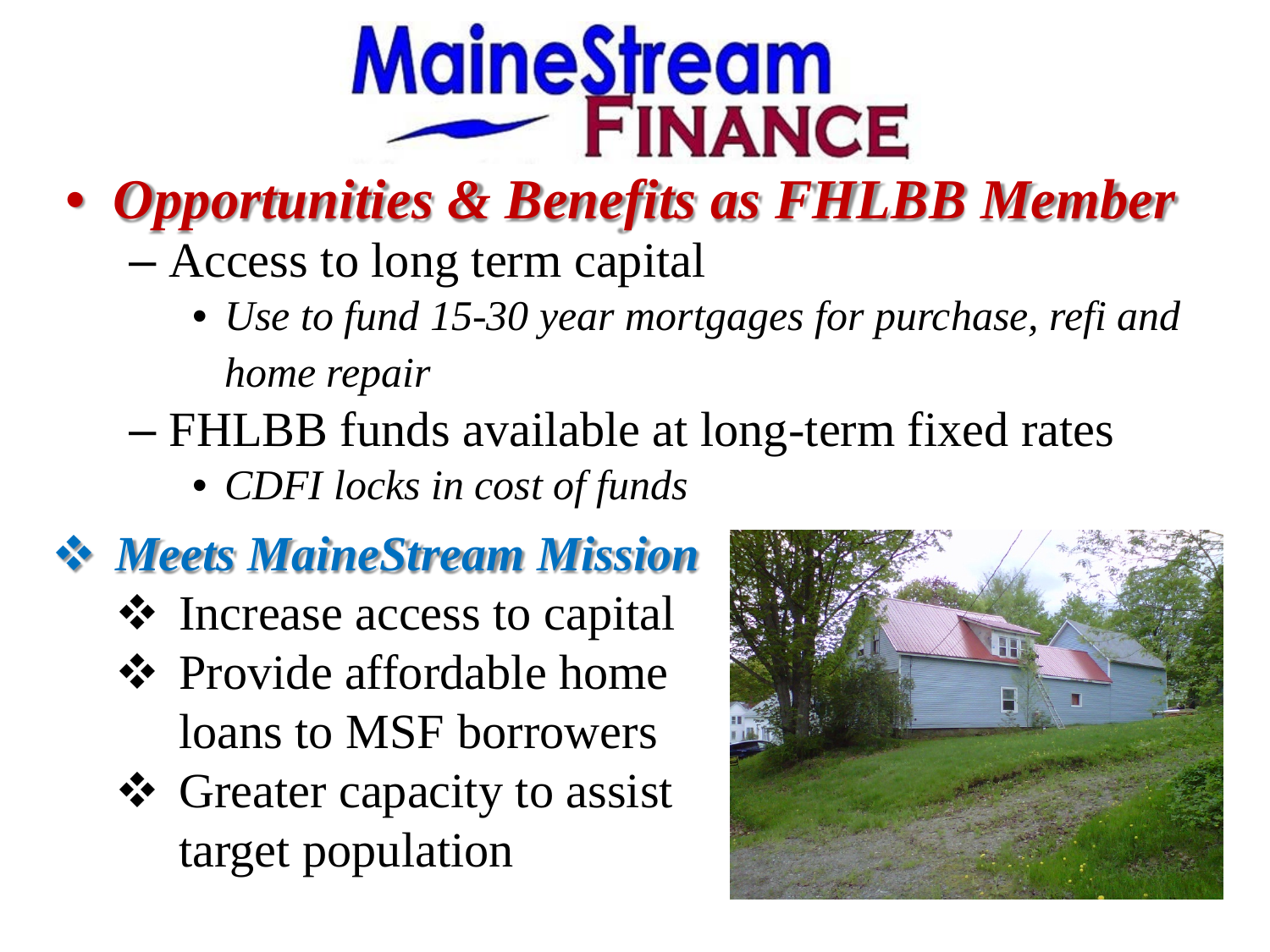# MaineStream FINANCE

- ***Opportunities & Benefits as FHLBB Member***
  - Access to long term capital
    - *Use to fund 15-30 year mortgages for purchase, refi and home repair*
  - FHLBB funds available at long-term fixed rates
    - *CDFI locks in cost of funds*

❖ ***Meets MaineStream Mission***

- ❖ Increase access to capital
- ❖ Provide affordable home loans to MSF borrowers
- ❖ Greater capacity to assist target population